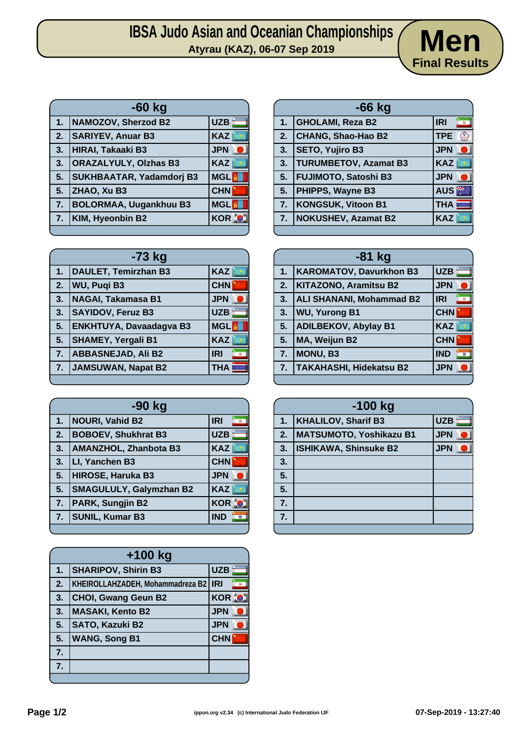# IBSA Judo Asian and Oceanian Championships

**Atyrau (KAZ), 06-07 Sep 2019**

## Men
**Final Results**

### -60 kg

| | | |
|---|---|---|
| 1. | NAMOZOV, Sherzod B2 | UZB |
| 2. | SARIYEV, Anuar B3 | KAZ |
| 3. | HIRAI, Takaaki B3 | JPN |
| 3. | ORAZALYULY, Olzhas B3 | KAZ |
| 5. | SUKHBAATAR, Yadamdorj B3 | MGL |
| 5. | ZHAO, Xu B3 | CHN |
| 7. | BOLORMAA, Uugankhuu B3 | MGL |
| 7. | KIM, Hyeonbin B2 | KOR |

### -66 kg

| | | |
|---|---|---|
| 1. | GHOLAMI, Reza B2 | IRI |
| 2. | CHANG, Shao-Hao B2 | TPE |
| 3. | SETO, Yujiro B3 | JPN |
| 3. | TURUMBETOV, Azamat B3 | KAZ |
| 5. | FUJIMOTO, Satoshi B3 | JPN |
| 5. | PHIPPS, Wayne B3 | AUS |
| 7. | KONGSUK, Vitoon B1 | THA |
| 7. | NOKUSHEV, Azamat B2 | KAZ |

### -73 kg

| | | |
|---|---|---|
| 1. | DAULET, Temirzhan B3 | KAZ |
| 2. | WU, Puqi B3 | CHN |
| 3. | NAGAI, Takamasa B1 | JPN |
| 3. | SAYIDOV, Feruz B3 | UZB |
| 5. | ENKHTUYA, Davaadagva B3 | MGL |
| 5. | SHAMEY, Yergali B1 | KAZ |
| 7. | ABBASNEJAD, Ali B2 | IRI |
| 7. | JAMSUWAN, Napat B2 | THA |

### -81 kg

| | | |
|---|---|---|
| 1. | KAROMATOV, Davurkhon B3 | UZB |
| 2. | KITAZONO, Aramitsu B2 | JPN |
| 3. | ALI SHANANI, Mohammad B2 | IRI |
| 3. | WU, Yurong B1 | CHN |
| 5. | ADILBEKOV, Abylay B1 | KAZ |
| 5. | MA, Weijun B2 | CHN |
| 7. | MONU, B3 | IND |
| 7. | TAKAHASHI, Hidekatsu B2 | JPN |

### -90 kg

| | | |
|---|---|---|
| 1. | NOURI, Vahid B2 | IRI |
| 2. | BOBOEV, Shukhrat B3 | UZB |
| 3. | AMANZHOL, Zhanbota B3 | KAZ |
| 3. | LI, Yanchen B3 | CHN |
| 5. | HIROSE, Haruka B3 | JPN |
| 5. | SMAGULULY, Galymzhan B2 | KAZ |
| 7. | PARK, Sungjin B2 | KOR |
| 7. | SUNIL, Kumar B3 | IND |

### -100 kg

| | | |
|---|---|---|
| 1. | KHALILOV, Sharif B3 | UZB |
| 2. | MATSUMOTO, Yoshikazu B1 | JPN |
| 3. | ISHIKAWA, Shinsuke B2 | JPN |
| 3. | | |
| 5. | | |
| 5. | | |
| 7. | | |
| 7. | | |

### +100 kg

| | | |
|---|---|---|
| 1. | SHARIPOV, Shirin B3 | UZB |
| 2. | KHEIROLLAHZADEH, Mohammadreza B2 | IRI |
| 3. | CHOI, Gwang Geun B2 | KOR |
| 3. | MASAKI, Kento B2 | JPN |
| 5. | SATO, Kazuki B2 | JPN |
| 5. | WANG, Song B1 | CHN |
| 7. | | |
| 7. | | |

ippon.org v2.34 (c) International Judo Federation IJF

07-Sep-2019 - 13:27:40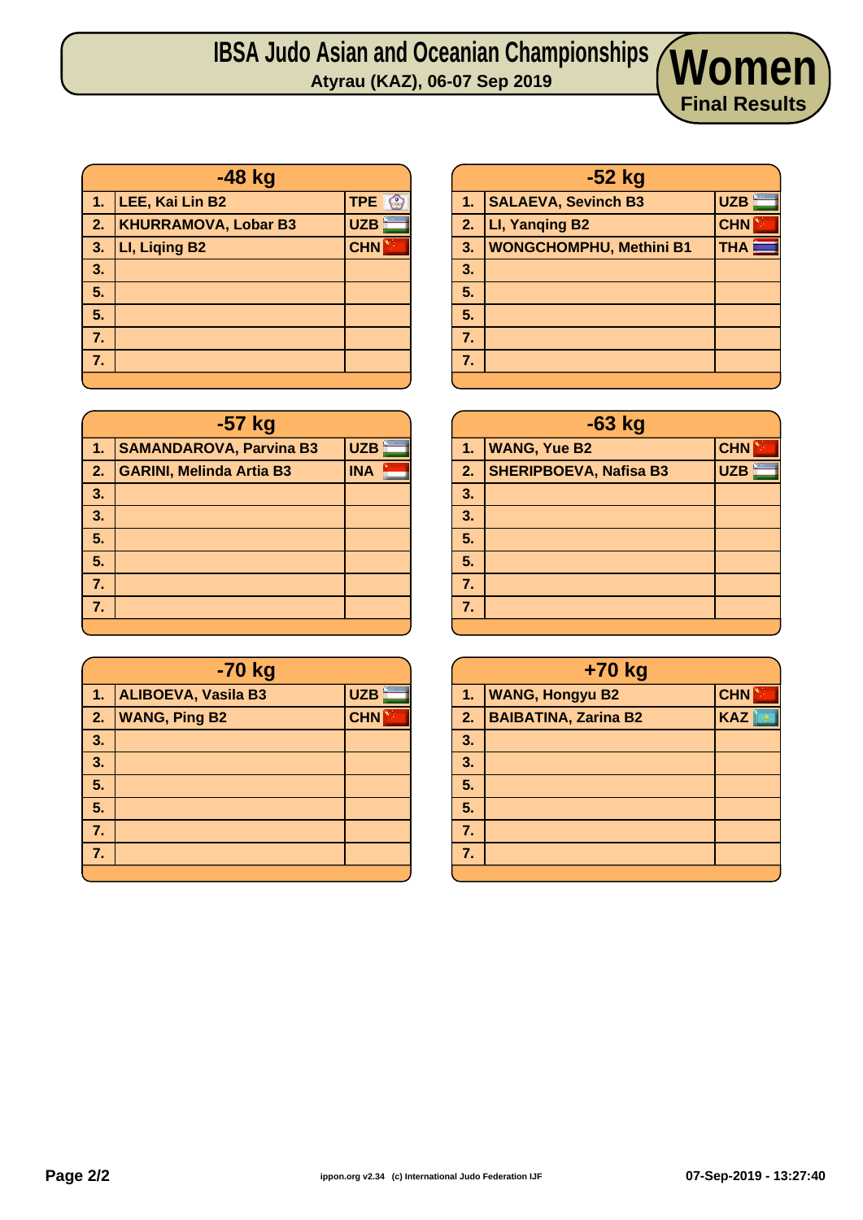# IBSA Judo Asian and Oceanian Championships

**Atyrau (KAZ), 06-07 Sep 2019**

## Women

**Final Results**

| -48 kg | | |
|---|---|---|
| 1. | LEE, Kai Lin B2 | TPE |
| 2. | KHURRAMOVA, Lobar B3 | UZB |
| 3. | LI, Liqing B2 | CHN |
| 3. | | |
| 5. | | |
| 5. | | |
| 7. | | |
| 7. | | |

| -52 kg | | |
|---|---|---|
| 1. | SALAEVA, Sevinch B3 | UZB |
| 2. | LI, Yanqing B2 | CHN |
| 3. | WONGCHOMPHU, Methini B1 | THA |
| 3. | | |
| 5. | | |
| 5. | | |
| 7. | | |
| 7. | | |

| -57 kg | | |
|---|---|---|
| 1. | SAMANDAROVA, Parvina B3 | UZB |
| 2. | GARINI, Melinda Artia B3 | INA |
| 3. | | |
| 3. | | |
| 5. | | |
| 5. | | |
| 7. | | |
| 7. | | |

| -63 kg | | |
|---|---|---|
| 1. | WANG, Yue B2 | CHN |
| 2. | SHERIPBOEVA, Nafisa B3 | UZB |
| 3. | | |
| 3. | | |
| 5. | | |
| 5. | | |
| 7. | | |
| 7. | | |

| -70 kg | | |
|---|---|---|
| 1. | ALIBOEVA, Vasila B3 | UZB |
| 2. | WANG, Ping B2 | CHN |
| 3. | | |
| 3. | | |
| 5. | | |
| 5. | | |
| 7. | | |
| 7. | | |

| +70 kg | | |
|---|---|---|
| 1. | WANG, Hongyu B2 | CHN |
| 2. | BAIBATINA, Zarina B2 | KAZ |
| 3. | | |
| 3. | | |
| 5. | | |
| 5. | | |
| 7. | | |
| 7. | | |

ippon.org v2.34 (c) International Judo Federation IJF

07-Sep-2019 - 13:27:40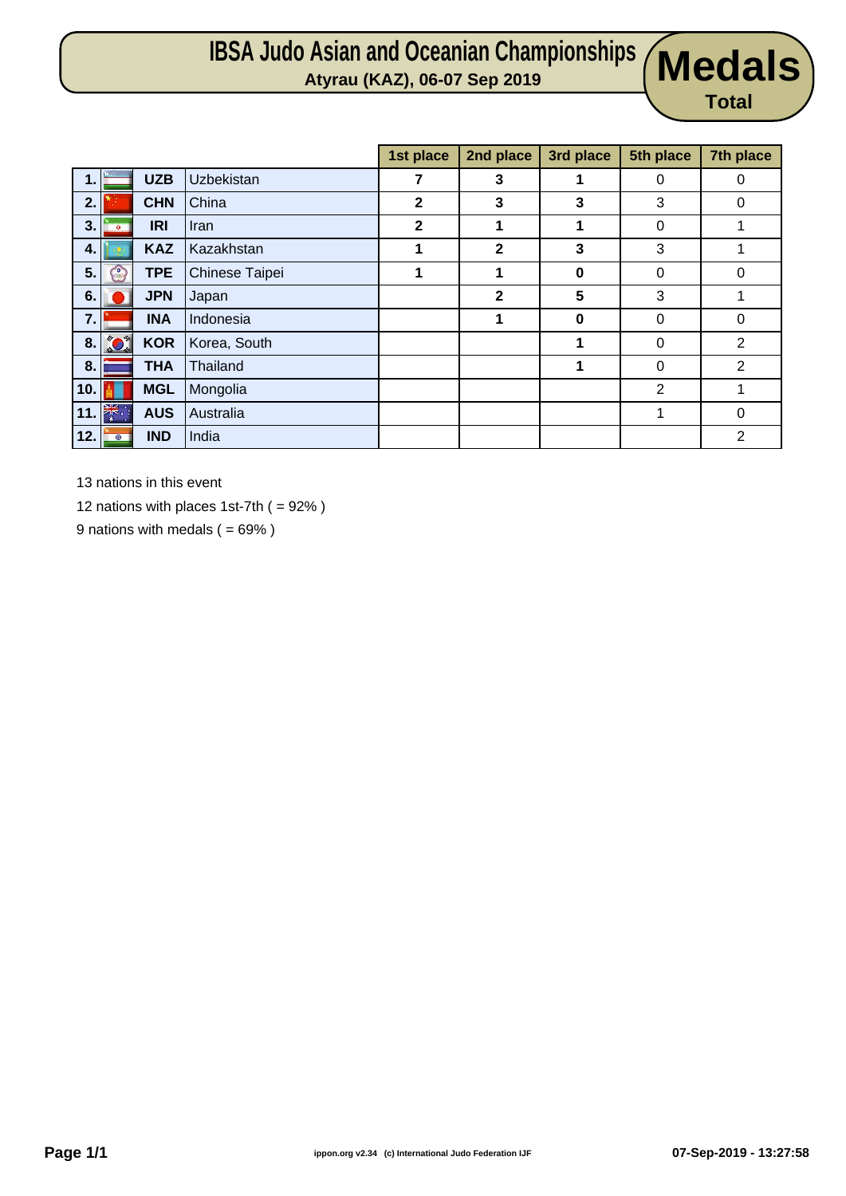# IBSA Judo Asian and Oceanian Championships

**Atyrau (KAZ), 06-07 Sep 2019**

# Medals

**Total**

| | | | 1st place | 2nd place | 3rd place | 5th place | 7th place |
|---|---|---|---|---|---|---|---|
| 1. | UZB | Uzbekistan | 7 | 3 | 1 | 0 | 0 |
| 2. | CHN | China | 2 | 3 | 3 | 3 | 0 |
| 3. | IRI | Iran | 2 | 1 | 1 | 0 | 1 |
| 4. | KAZ | Kazakhstan | 1 | 2 | 3 | 3 | 1 |
| 5. | TPE | Chinese Taipei | 1 | 1 | 0 | 0 | 0 |
| 6. | JPN | Japan | | 2 | 5 | 3 | 1 |
| 7. | INA | Indonesia | | 1 | 0 | 0 | 0 |
| 8. | KOR | Korea, South | | | 1 | 0 | 2 |
| 8. | THA | Thailand | | | 1 | 0 | 2 |
| 10. | MGL | Mongolia | | | | 2 | 1 |
| 11. | AUS | Australia | | | | 1 | 0 |
| 12. | IND | India | | | | | 2 |

13 nations in this event

12 nations with places 1st-7th ( = 92% )

9 nations with medals ( = 69% )

ippon.org v2.34 (c) International Judo Federation IJF

07-Sep-2019 - 13:27:58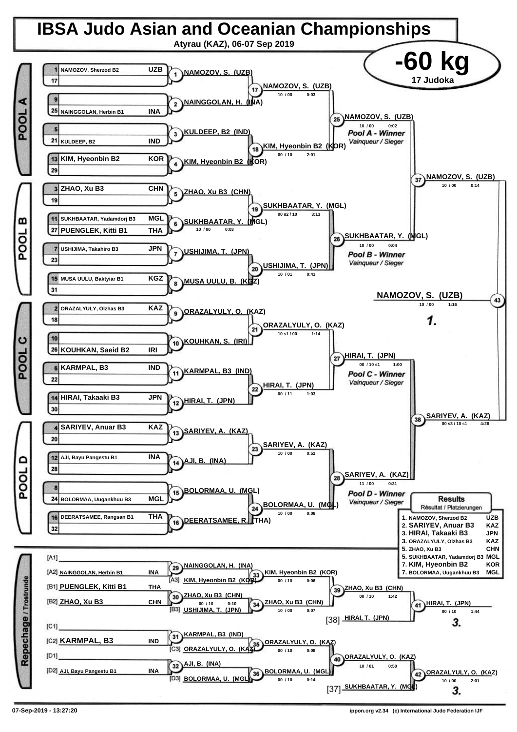# IBSA Judo Asian and Oceanian Championships

**Atyrau (KAZ), 06-07 Sep 2019**

## -60 kg

**17 Judoka**

### POOL A

| # | Name | Country |
|---|---|---|
| 1 | NAMOZOV, Sherzod B2 | UZB |
| 17 | | |
| 9 | | |
| 25 | NAINGGOLAN, Herbin B1 | INA |
| 5 | | |
| 21 | KULDEEP, B2 | IND |
| 13 | KIM, Hyeonbin B2 | KOR |
| 29 | | |

| Contest | Winner | Score | Time |
|---|---|---|---|
| 1 | NAMOZOV, S. (UZB) | | |
| 2 | NAINGGOLAN, H. (INA) | | |
| 3 | KULDEEP, B2 (IND) | | |
| 4 | KIM, Hyeonbin B2 (KOR) | | |
| 17 | NAMOZOV, S. (UZB) | 10 / 00 | 0:03 |
| 18 | KIM, Hyeonbin B2 (KOR) | 00 / 10 | 2:01 |
| 25 | NAMOZOV, S. (UZB) — Pool A - Winner / Vainqueur / Sieger | 10 / 00 | 0:02 |

### POOL B

| # | Name | Country |
|---|---|---|
| 3 | ZHAO, Xu B3 | CHN |
| 19 | | |
| 11 | SUKHBAATAR, Yadamdorj B3 | MGL |
| 27 | PUENGLEK, Kitti B1 | THA |
| 7 | USHIJIMA, Takahiro B3 | JPN |
| 23 | | |
| 15 | MUSA UULU, Baktyiar B1 | KGZ |
| 31 | | |

| Contest | Winner | Score | Time |
|---|---|---|---|
| 5 | ZHAO, Xu B3 (CHN) | | |
| 6 | SUKHBAATAR, Y. (MGL) | 10 / 00 | 0:03 |
| 7 | USHIJIMA, T. (JPN) | | |
| 8 | MUSA UULU, B. (KGZ) | | |
| 19 | SUKHBAATAR, Y. (MGL) | 00 s2 / 10 | 3:13 |
| 20 | USHIJIMA, T. (JPN) | 10 / 01 | 0:41 |
| 26 | SUKHBAATAR, Y. (MGL) — Pool B - Winner / Vainqueur / Sieger | 10 / 00 | 0:04 |

### POOL C

| # | Name | Country |
|---|---|---|
| 2 | ORAZALYULY, Olzhas B3 | KAZ |
| 18 | | |
| 10 | | |
| 26 | KOUHKAN, Saeid B2 | IRI |
| 6 | KARMPAL, B3 | IND |
| 22 | | |
| 14 | HIRAI, Takaaki B3 | JPN |
| 30 | | |

| Contest | Winner | Score | Time |
|---|---|---|---|
| 9 | ORAZALYULY, O. (KAZ) | | |
| 10 | KOUHKAN, S. (IRI) | | |
| 11 | KARMPAL, B3 (IND) | | |
| 12 | HIRAI, T. (JPN) | | |
| 21 | ORAZALYULY, O. (KAZ) | 10 s1 / 00 | 1:14 |
| 22 | HIRAI, T. (JPN) | 00 / 11 | 1:03 |
| 27 | HIRAI, T. (JPN) — Pool C - Winner / Vainqueur / Sieger | 00 / 10 s1 | 1:00 |

### POOL D

| # | Name | Country |
|---|---|---|
| 4 | SARIYEV, Anuar B3 | KAZ |
| 20 | | |
| 12 | AJI, Bayu Pangestu B1 | INA |
| 28 | | |
| 8 | | |
| 24 | BOLORMAA, Uugankhuu B3 | MGL |
| 16 | DEERATSAMEE, Rangsan B1 | THA |
| 32 | | |

| Contest | Winner | Score | Time |
|---|---|---|---|
| 13 | SARIYEV, A. (KAZ) | | |
| 14 | AJI, B. (INA) | | |
| 15 | BOLORMAA, U. (MGL) | | |
| 16 | DEERATSAMEE, R. (THA) | | |
| 23 | SARIYEV, A. (KAZ) | 10 / 00 | 0:52 |
| 24 | BOLORMAA, U. (MGL) | 10 / 00 | 0:08 |
| 28 | SARIYEV, A. (KAZ) — Pool D - Winner / Vainqueur / Sieger | 11 / 00 | 0:31 |

### Semi-finals and Final

| Contest | Winner | Score | Time |
|---|---|---|---|
| 37 | NAMOZOV, S. (UZB) | 10 / 00 | 0:14 |
| 38 | SARIYEV, A. (KAZ) | 00 s3 / 10 s1 | 4:26 |
| 43 | NAMOZOV, S. (UZB) — 1. | 10 / 00 | 1:16 |

### Repechage / Trostrunde

| Contest | Competitors | Winner | Score | Time |
|---|---|---|---|---|
| 29 | [A1] — ; [A2] NAINGGOLAN, Herbin B1 (INA) | NAINGGOLAN, H. (INA) | | |
| 30 | [B1] PUENGLEK, Kitti B1 (THA); [B2] ZHAO, Xu B3 (CHN) | ZHAO, Xu B3 (CHN) | 00 / 10 | 0:10 |
| 31 | [C1] — ; [C2] KARMPAL, B3 (IND) | KARMPAL, B3 (IND) | | |
| 32 | [D1] — ; [D2] AJI, Bayu Pangestu B1 (INA) | AJI, B. (INA) | | |
| 33 | NAINGGOLAN, H. (INA) vs [A3] KIM, Hyeonbin B2 (KOR) | KIM, Hyeonbin B2 (KOR) | 00 / 10 | 0:06 |
| 34 | ZHAO, Xu B3 (CHN) vs [B3] USHIJIMA, T. (JPN) | ZHAO, Xu B3 (CHN) | 10 / 00 | 0:07 |
| 35 | KARMPAL, B3 (IND) vs [C3] ORAZALYULY, O. (KAZ) | ORAZALYULY, O. (KAZ) | 00 / 10 | 0:08 |
| 36 | AJI, B. (INA) vs [D3] BOLORMAA, U. (MGL) | BOLORMAA, U. (MGL) | 00 / 10 | 0:14 |
| 39 | KIM, Hyeonbin B2 (KOR) vs ZHAO, Xu B3 (CHN) | ZHAO, Xu B3 (CHN) | 00 / 10 | 1:42 |
| 40 | ORAZALYULY, O. (KAZ) vs BOLORMAA, U. (MGL) | ORAZALYULY, O. (KAZ) | 10 / 01 | 0:50 |
| 41 | ZHAO, Xu B3 (CHN) vs [38] HIRAI, T. (JPN) | HIRAI, T. (JPN) — 3. | 00 / 10 | 1:44 |
| 42 | ORAZALYULY, O. (KAZ) vs [37] SUKHBAATAR, Y. (MGL) | ORAZALYULY, O. (KAZ) — 3. | 10 / 00 | 2:01 |

### Results / Résultat / Platzierungen

| Place | Name | Country |
|---|---|---|
| 1. | NAMOZOV, Sherzod B2 | UZB |
| 2. | SARIYEV, Anuar B3 | KAZ |
| 3. | HIRAI, Takaaki B3 | JPN |
| 3. | ORAZALYULY, Olzhas B3 | KAZ |
| 5. | ZHAO, Xu B3 | CHN |
| 5. | SUKHBAATAR, Yadamdorj B3 | MGL |
| 7. | KIM, Hyeonbin B2 | KOR |
| 7. | BOLORMAA, Uugankhuu B3 | MGL |

07-Sep-2019 - 13:27:20

ippon.org v2.34 (c) International Judo Federation IJF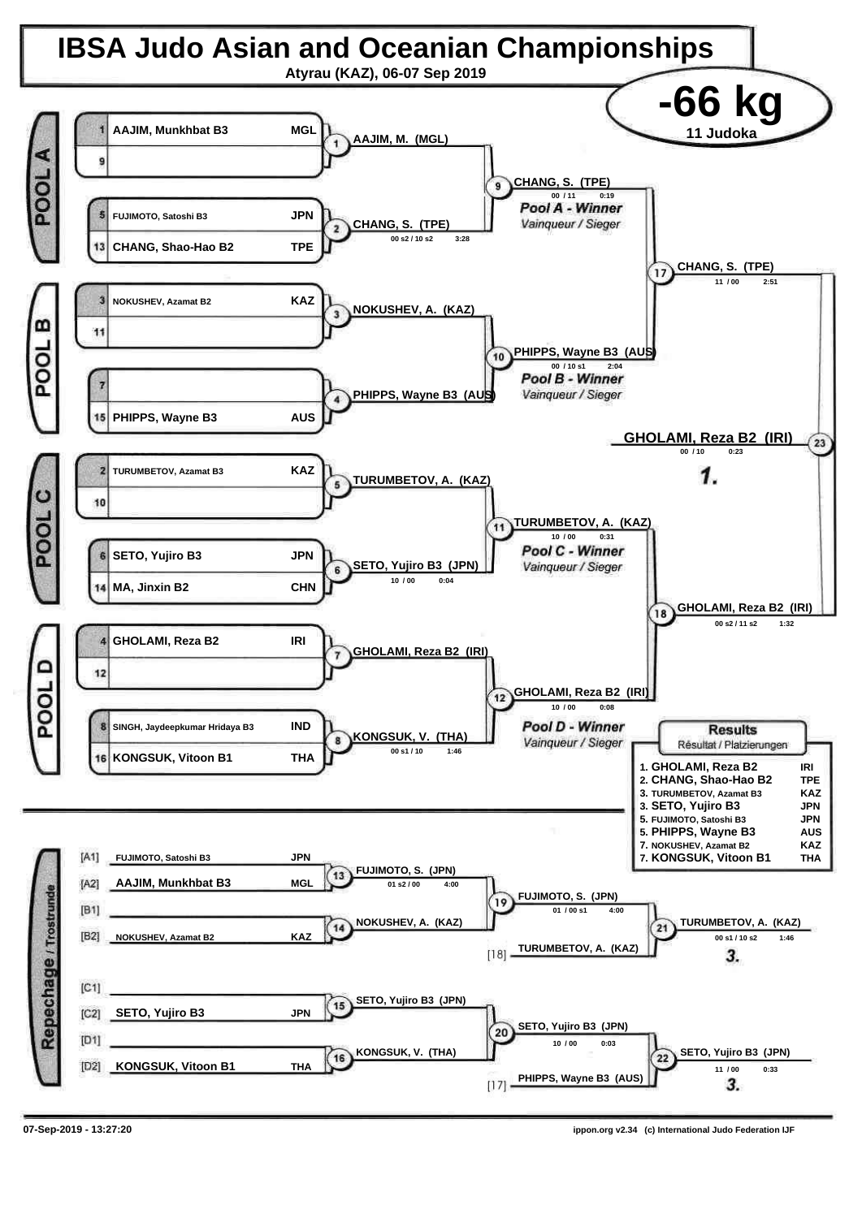# IBSA Judo Asian and Oceanian Championships

Atyrau (KAZ), 06-07 Sep 2019

## -66 kg

11 Judoka

### POOL A

| Seed | Name | Country |
|---|---|---|
| 1 | AAJIM, Munkhbat B3 | MGL |
| 9 | | |
| 5 | FUJIMOTO, Satoshi B3 | JPN |
| 13 | CHANG, Shao-Hao B2 | TPE |

- Contest 1: AAJIM, M. (MGL)
- Contest 2: CHANG, S. (TPE) — 00 s2 / 10 s2 — 3:28
- Contest 9: CHANG, S. (TPE) — 00 / 11 — 0:19

*Pool A - Winner*
*Vainqueur / Sieger*

### POOL B

| Seed | Name | Country |
|---|---|---|
| 3 | NOKUSHEV, Azamat B2 | KAZ |
| 11 | | |
| 7 | | |
| 15 | PHIPPS, Wayne B3 | AUS |

- Contest 3: NOKUSHEV, A. (KAZ)
- Contest 4: PHIPPS, Wayne B3 (AUS)
- Contest 10: PHIPPS, Wayne B3 (AUS) — 00 / 10 s1 — 2:04

*Pool B - Winner*
*Vainqueur / Sieger*

### POOL C

| Seed | Name | Country |
|---|---|---|
| 2 | TURUMBETOV, Azamat B3 | KAZ |
| 10 | | |
| 6 | SETO, Yujiro B3 | JPN |
| 14 | MA, Jinxin B2 | CHN |

- Contest 5: TURUMBETOV, A. (KAZ)
- Contest 6: SETO, Yujiro B3 (JPN) — 10 / 00 — 0:04
- Contest 11: TURUMBETOV, A. (KAZ) — 10 / 00 — 0:31

*Pool C - Winner*
*Vainqueur / Sieger*

### POOL D

| Seed | Name | Country |
|---|---|---|
| 4 | GHOLAMI, Reza B2 | IRI |
| 12 | | |
| 8 | SINGH, Jaydeepkumar Hridaya B3 | IND |
| 16 | KONGSUK, Vitoon B1 | THA |

- Contest 7: GHOLAMI, Reza B2 (IRI)
- Contest 8: KONGSUK, V. (THA) — 00 s1 / 10 — 1:46
- Contest 12: GHOLAMI, Reza B2 (IRI) — 10 / 00 — 0:08

*Pool D - Winner*
*Vainqueur / Sieger*

### Semi-finals and Final

- Contest 17: CHANG, S. (TPE) — 11 / 00 — 2:51
- Contest 18: GHOLAMI, Reza B2 (IRI) — 00 s2 / 11 s2 — 1:32
- Contest 23: **GHOLAMI, Reza B2 (IRI)** — 00 / 10 — 0:23 — **1.**

### Repechage / Trostrunde

| Position | Name | Country |
|---|---|---|
| [A1] | FUJIMOTO, Satoshi B3 | JPN |
| [A2] | AAJIM, Munkhbat B3 | MGL |
| [B1] | | |
| [B2] | NOKUSHEV, Azamat B2 | KAZ |
| [C1] | | |
| [C2] | SETO, Yujiro B3 | JPN |
| [D1] | | |
| [D2] | KONGSUK, Vitoon B1 | THA |

- Contest 13: FUJIMOTO, S. (JPN) — 01 s2 / 00 — 4:00
- Contest 14: NOKUSHEV, A. (KAZ)
- Contest 19: FUJIMOTO, S. (JPN) — 01 / 00 s1 — 4:00
- [18] TURUMBETOV, A. (KAZ)
- Contest 21: TURUMBETOV, A. (KAZ) — 00 s1 / 10 s2 — 1:46 — **3.**
- Contest 15: SETO, Yujiro B3 (JPN)
- Contest 16: KONGSUK, V. (THA)
- Contest 20: SETO, Yujiro B3 (JPN) — 10 / 00 — 0:03
- [17] PHIPPS, Wayne B3 (AUS)
- Contest 22: SETO, Yujiro B3 (JPN) — 11 / 00 — 0:33 — **3.**

### Results
Résultat / Platzierungen

| Place | Name | Country |
|---|---|---|
| 1. | GHOLAMI, Reza B2 | IRI |
| 2. | CHANG, Shao-Hao B2 | TPE |
| 3. | TURUMBETOV, Azamat B3 | KAZ |
| 3. | SETO, Yujiro B3 | JPN |
| 5. | FUJIMOTO, Satoshi B3 | JPN |
| 5. | PHIPPS, Wayne B3 | AUS |
| 7. | NOKUSHEV, Azamat B2 | KAZ |
| 7. | KONGSUK, Vitoon B1 | THA |

07-Sep-2019 - 13:27:20

ippon.org v2.34 (c) International Judo Federation IJF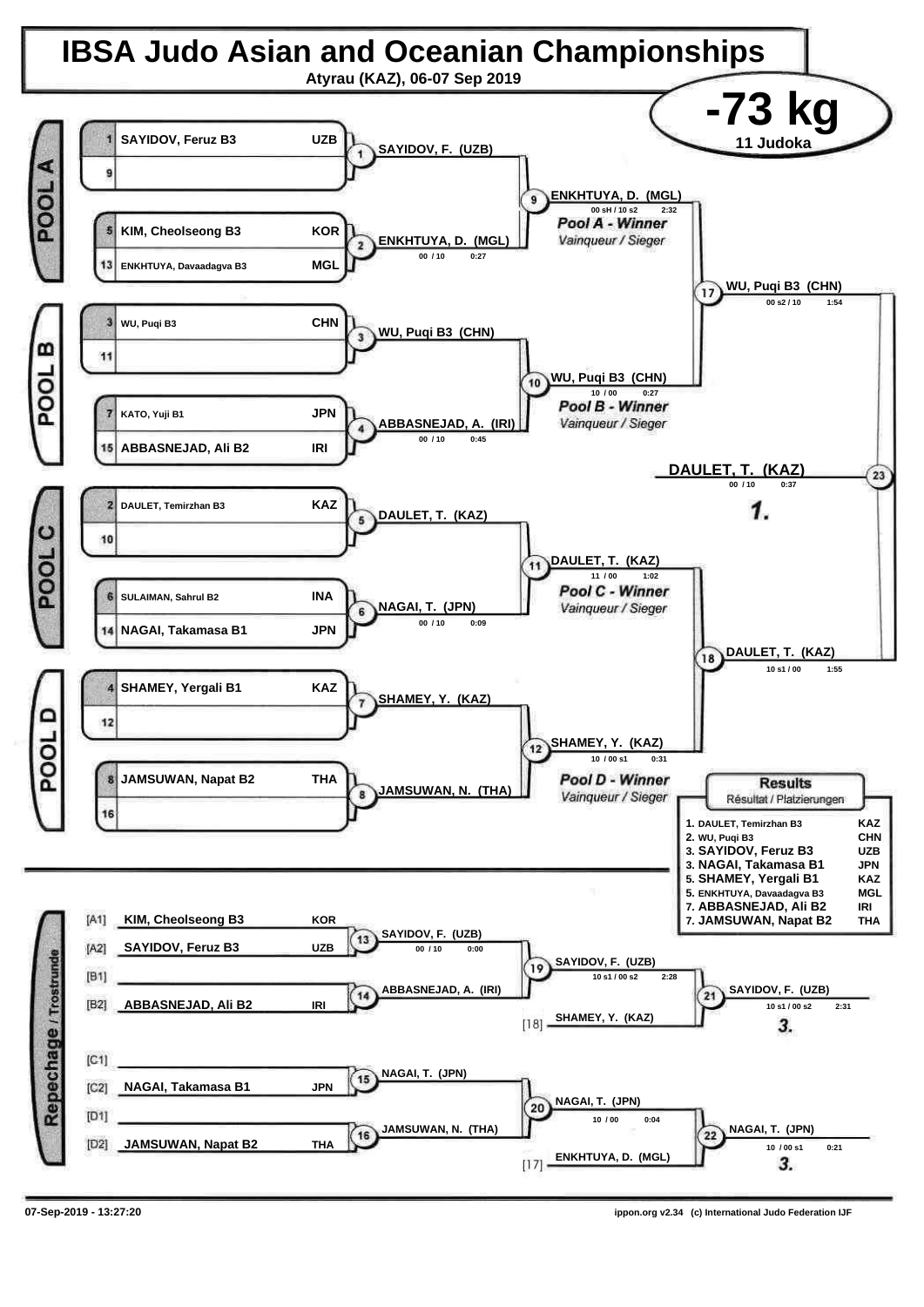# IBSA Judo Asian and Oceanian Championships

Atyrau (KAZ), 06-07 Sep 2019

## -73 kg

11 Judoka

### POOL A

| Seed | Name | Nation |
|---|---|---|
| 1 | SAYIDOV, Feruz B3 | UZB |
| 9 | | |
| 5 | KIM, Cheolseong B3 | KOR |
| 13 | ENKHTUYA, Davaadagva B3 | MGL |

- Contest 1: SAYIDOV, F. (UZB)
- Contest 2: ENKHTUYA, D. (MGL) — 00 / 10 — 0:27
- Contest 9: ENKHTUYA, D. (MGL) — 00 sH / 10 s2 — 2:32

*Pool A - Winner* / Vainqueur / Sieger

### POOL B

| Seed | Name | Nation |
|---|---|---|
| 3 | WU, Puqi B3 | CHN |
| 11 | | |
| 7 | KATO, Yuji B1 | JPN |
| 15 | ABBASNEJAD, Ali B2 | IRI |

- Contest 3: WU, Puqi B3 (CHN)
- Contest 4: ABBASNEJAD, A. (IRI) — 00 / 10 — 0:45
- Contest 10: WU, Puqi B3 (CHN) — 10 / 00 — 0:27

*Pool B - Winner* / Vainqueur / Sieger

### POOL C

| Seed | Name | Nation |
|---|---|---|
| 2 | DAULET, Temirzhan B3 | KAZ |
| 10 | | |
| 6 | SULAIMAN, Sahrul B2 | INA |
| 14 | NAGAI, Takamasa B1 | JPN |

- Contest 5: DAULET, T. (KAZ)
- Contest 6: NAGAI, T. (JPN) — 00 / 10 — 0:09
- Contest 11: DAULET, T. (KAZ) — 11 / 00 — 1:02

*Pool C - Winner* / Vainqueur / Sieger

### POOL D

| Seed | Name | Nation |
|---|---|---|
| 4 | SHAMEY, Yergali B1 | KAZ |
| 12 | | |
| 8 | JAMSUWAN, Napat B2 | THA |
| 16 | | |

- Contest 7: SHAMEY, Y. (KAZ)
- Contest 8: JAMSUWAN, N. (THA)
- Contest 12: SHAMEY, Y. (KAZ) — 10 / 00 s1 — 0:31

*Pool D - Winner* / Vainqueur / Sieger

### Semi-finals and Final

- Contest 17: WU, Puqi B3 (CHN) — 00 s2 / 10 — 1:54
- Contest 18: DAULET, T. (KAZ) — 10 s1 / 00 — 1:55
- Contest 23: DAULET, T. (KAZ) — 00 / 10 — 0:37 — **1.**

### Repechage / Trostrunde

| Position | Name | Nation |
|---|---|---|
| [A1] | KIM, Cheolseong B3 | KOR |
| [A2] | SAYIDOV, Feruz B3 | UZB |
| [B1] | | |
| [B2] | ABBASNEJAD, Ali B2 | IRI |
| [C1] | | |
| [C2] | NAGAI, Takamasa B1 | JPN |
| [D1] | | |
| [D2] | JAMSUWAN, Napat B2 | THA |

- Contest 13: SAYIDOV, F. (UZB) — 00 / 10 — 0:00
- Contest 14: ABBASNEJAD, A. (IRI)
- Contest 19: SAYIDOV, F. (UZB) — 10 s1 / 00 s2 — 2:28
- [18] SHAMEY, Y. (KAZ)
- Contest 21: SAYIDOV, F. (UZB) — 10 s1 / 00 s2 — 2:31 — **3.**
- Contest 15: NAGAI, T. (JPN)
- Contest 16: JAMSUWAN, N. (THA)
- Contest 20: NAGAI, T. (JPN) — 10 / 00 — 0:04
- [17] ENKHTUYA, D. (MGL)
- Contest 22: NAGAI, T. (JPN) — 10 / 00 s1 — 0:21 — **3.**

### Results

Résultat / Platzierungen

| Place | Name | Nation |
|---|---|---|
| 1. | DAULET, Temirzhan B3 | KAZ |
| 2. | WU, Puqi B3 | CHN |
| 3. | SAYIDOV, Feruz B3 | UZB |
| 3. | NAGAI, Takamasa B1 | JPN |
| 5. | SHAMEY, Yergali B1 | KAZ |
| 5. | ENKHTUYA, Davaadagva B3 | MGL |
| 7. | ABBASNEJAD, Ali B2 | IRI |
| 7. | JAMSUWAN, Napat B2 | THA |

07-Sep-2019 - 13:27:20

ippon.org v2.34 (c) International Judo Federation IJF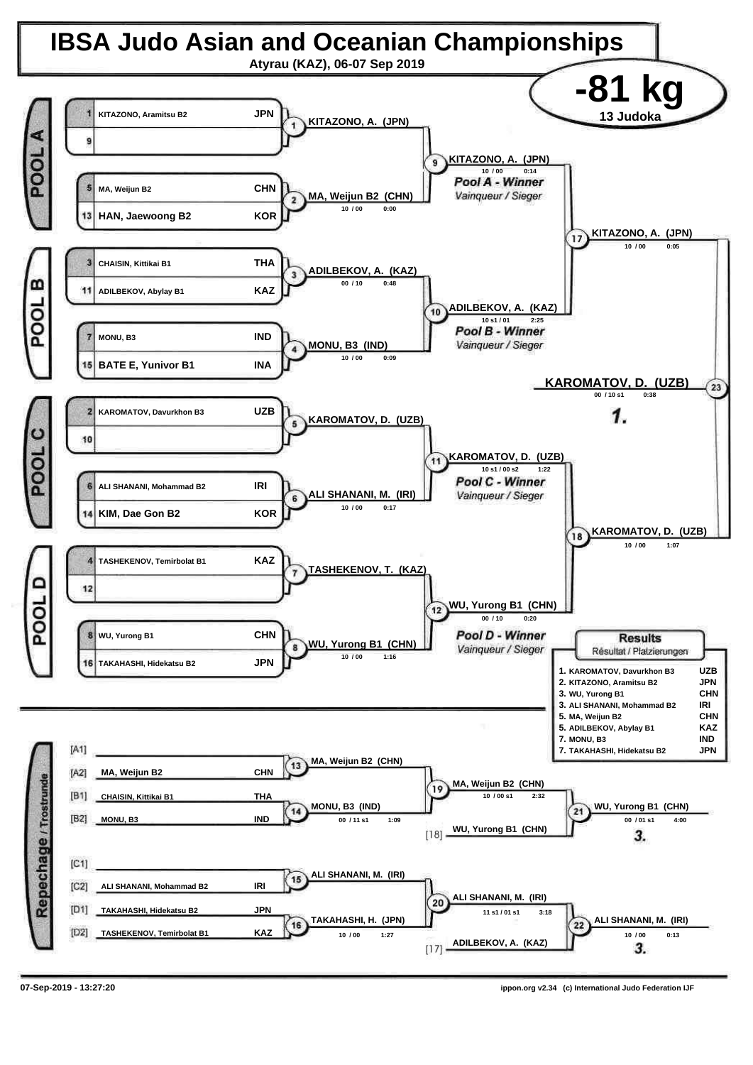# IBSA Judo Asian and Oceanian Championships

Atyrau (KAZ), 06-07 Sep 2019

## -81 kg

13 Judoka

### POOL A

| Seed | Name | Country |
|---|---|---|
| 1 | KITAZONO, Aramitsu B2 | JPN |
| 9 | | |
| 5 | MA, Weijun B2 | CHN |
| 13 | HAN, Jaewoong B2 | KOR |

- Match 1: KITAZONO, A. (JPN)
- Match 2: MA, Weijun B2 (CHN) — 10 / 00 — 0:00
- Match 9: KITAZONO, A. (JPN) — 10 / 00 — 0:14 — *Pool A - Winner* / Vainqueur / Sieger

### POOL B

| Seed | Name | Country |
|---|---|---|
| 3 | CHAISIN, Kittikai B1 | THA |
| 11 | ADILBEKOV, Abylay B1 | KAZ |
| 7 | MONU, B3 | IND |
| 15 | BATE E, Yunivor B1 | INA |

- Match 3: ADILBEKOV, A. (KAZ) — 00 / 10 — 0:48
- Match 4: MONU, B3 (IND) — 10 / 00 — 0:09
- Match 10: ADILBEKOV, A. (KAZ) — 10 s1 / 01 — 2:25 — *Pool B - Winner* / Vainqueur / Sieger

### POOL C

| Seed | Name | Country |
|---|---|---|
| 2 | KAROMATOV, Davurkhon B3 | UZB |
| 10 | | |
| 6 | ALI SHANANI, Mohammad B2 | IRI |
| 14 | KIM, Dae Gon B2 | KOR |

- Match 5: KAROMATOV, D. (UZB)
- Match 6: ALI SHANANI, M. (IRI) — 10 / 00 — 0:17
- Match 11: KAROMATOV, D. (UZB) — 10 s1 / 00 s2 — 1:22 — *Pool C - Winner* / Vainqueur / Sieger

### POOL D

| Seed | Name | Country |
|---|---|---|
| 4 | TASHEKENOV, Temirbolat B1 | KAZ |
| 12 | | |
| 8 | WU, Yurong B1 | CHN |
| 16 | TAKAHASHI, Hidekatsu B2 | JPN |

- Match 7: TASHEKENOV, T. (KAZ)
- Match 8: WU, Yurong B1 (CHN) — 10 / 00 — 1:16
- Match 12: WU, Yurong B1 (CHN) — 00 / 10 — 0:20 — *Pool D - Winner* / Vainqueur / Sieger

### Semi-finals and Final

- Match 17: KITAZONO, A. (JPN) — 10 / 00 — 0:05
- Match 18: KAROMATOV, D. (UZB) — 10 / 00 — 1:07
- Match 23 (Final): KAROMATOV, D. (UZB) — 00 / 10 s1 — 0:38 — **1.**

### Repechage / Trostrunde

| Slot | Name | Country |
|---|---|---|
| [A1] | | |
| [A2] | MA, Weijun B2 | CHN |
| [B1] | CHAISIN, Kittikai B1 | THA |
| [B2] | MONU, B3 | IND |
| [C1] | | |
| [C2] | ALI SHANANI, Mohammad B2 | IRI |
| [D1] | TAKAHASHI, Hidekatsu B2 | JPN |
| [D2] | TASHEKENOV, Temirbolat B1 | KAZ |

- Match 13: MA, Weijun B2 (CHN)
- Match 14: MONU, B3 (IND) — 00 / 11 s1 — 1:09
- Match 19: MA, Weijun B2 (CHN) — 10 / 00 s1 — 2:32
- Match 21: WU, Yurong B1 (CHN) [18] — 00 / 01 s1 — 4:00 — **3.**
- Match 15: ALI SHANANI, M. (IRI)
- Match 16: TAKAHASHI, H. (JPN) — 10 / 00 — 1:27
- Match 20: ALI SHANANI, M. (IRI) — 11 s1 / 01 s1 — 3:18
- Match 22: ALI SHANANI, M. (IRI) vs ADILBEKOV, A. (KAZ) [17] — 10 / 00 — 0:13 — **3.**

### Results

Résultat / Platzierungen

| Place | Name | Country |
|---|---|---|
| 1. | KAROMATOV, Davurkhon B3 | UZB |
| 2. | KITAZONO, Aramitsu B2 | JPN |
| 3. | WU, Yurong B1 | CHN |
| 3. | ALI SHANANI, Mohammad B2 | IRI |
| 5. | MA, Weijun B2 | CHN |
| 5. | ADILBEKOV, Abylay B1 | KAZ |
| 7. | MONU, B3 | IND |
| 7. | TAKAHASHI, Hidekatsu B2 | JPN |

07-Sep-2019 - 13:27:20

ippon.org v2.34 (c) International Judo Federation IJF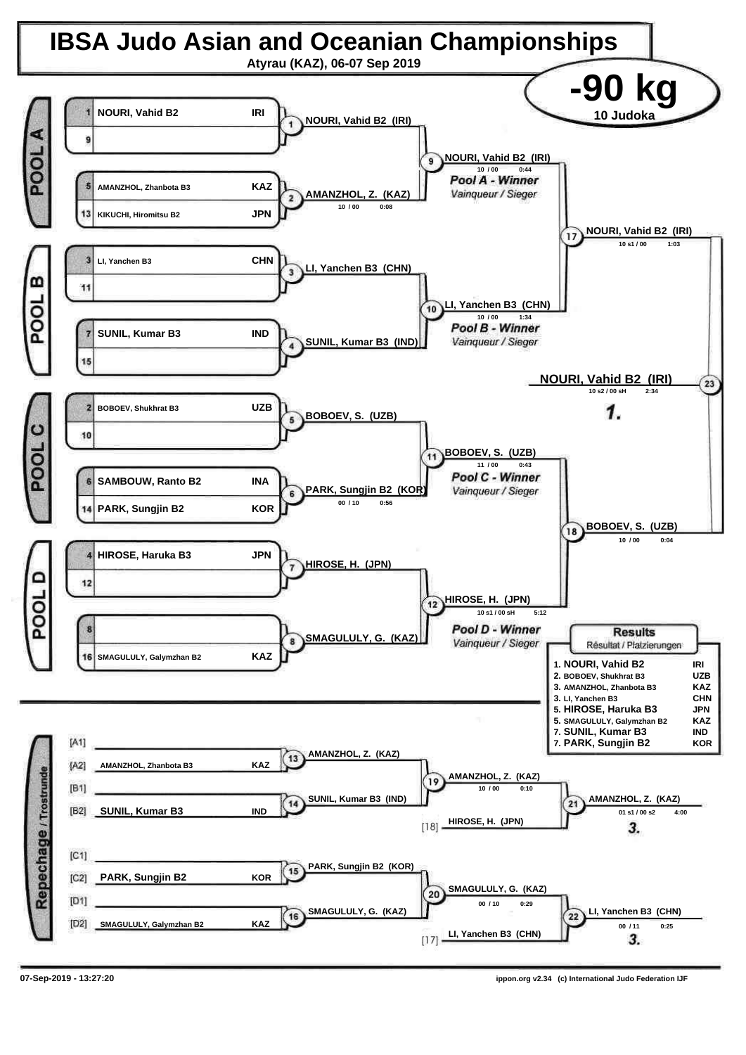# IBSA Judo Asian and Oceanian Championships

Atyrau (KAZ), 06-07 Sep 2019

**-90 kg**

10 Judoka

## POOL A

| No. | Name | Country |
|---|---|---|
| 1 | NOURI, Vahid B2 | IRI |
| 9 | | |
| 5 | AMANZHOL, Zhanbota B3 | KAZ |
| 13 | KIKUCHI, Hiromitsu B2 | JPN |

- Contest 1: NOURI, Vahid B2 (IRI)
- Contest 2: AMANZHOL, Z. (KAZ) — 10 / 00 — 0:08
- Contest 9: NOURI, Vahid B2 (IRI) — 10 / 00 — 0:44

*Pool A - Winner* / Vainqueur / Sieger

## POOL B

| No. | Name | Country |
|---|---|---|
| 3 | LI, Yanchen B3 | CHN |
| 11 | | |
| 7 | SUNIL, Kumar B3 | IND |
| 15 | | |

- Contest 3: LI, Yanchen B3 (CHN)
- Contest 4: SUNIL, Kumar B3 (IND)
- Contest 10: LI, Yanchen B3 (CHN) — 10 / 00 — 1:34

*Pool B - Winner* / Vainqueur / Sieger

## POOL C

| No. | Name | Country |
|---|---|---|
| 2 | BOBOEV, Shukhrat B3 | UZB |
| 10 | | |
| 6 | SAMBOUW, Ranto B2 | INA |
| 14 | PARK, Sungjin B2 | KOR |

- Contest 5: BOBOEV, S. (UZB)
- Contest 6: PARK, Sungjin B2 (KOR) — 00 / 10 — 0:56
- Contest 11: BOBOEV, S. (UZB) — 11 / 00 — 0:43

*Pool C - Winner* / Vainqueur / Sieger

## POOL D

| No. | Name | Country |
|---|---|---|
| 4 | HIROSE, Haruka B3 | JPN |
| 12 | | |
| 8 | | |
| 16 | SMAGULULY, Galymzhan B2 | KAZ |

- Contest 7: HIROSE, H. (JPN)
- Contest 8: SMAGULULY, G. (KAZ)
- Contest 12: HIROSE, H. (JPN) — 10 s1 / 00 sH — 5:12

*Pool D - Winner* / Vainqueur / Sieger

## Semi-finals

- Contest 17: NOURI, Vahid B2 (IRI) — 10 s1 / 00 — 1:03
- Contest 18: BOBOEV, S. (UZB) — 10 / 00 — 0:04

## Final

- Contest 23: NOURI, Vahid B2 (IRI) — 10 s2 / 00 sH — 2:34 — **1.**

## Repechage / Trostrunde

| Slot | Name | Country |
|---|---|---|
| [A1] | | |
| [A2] | AMANZHOL, Zhanbota B3 | KAZ |
| [B1] | | |
| [B2] | SUNIL, Kumar B3 | IND |
| [C1] | | |
| [C2] | PARK, Sungjin B2 | KOR |
| [D1] | | |
| [D2] | SMAGULULY, Galymzhan B2 | KAZ |

- Contest 13: AMANZHOL, Z. (KAZ)
- Contest 14: SUNIL, Kumar B3 (IND)
- Contest 19: AMANZHOL, Z. (KAZ) — 10 / 00 — 0:10
- Contest 21: AMANZHOL, Z. (KAZ) vs [18] HIROSE, H. (JPN) — 01 s1 / 00 s2 — 4:00 — **3.**
- Contest 15: PARK, Sungjin B2 (KOR)
- Contest 16: SMAGULULY, G. (KAZ)
- Contest 20: SMAGULULY, G. (KAZ) — 00 / 10 — 0:29
- Contest 22: LI, Yanchen B3 (CHN) vs [17] LI, Yanchen B3 (CHN) — 00 / 11 — 0:25 — **3.**

## Results
Résultat / Platzierungen

| Place | Name | Country |
|---|---|---|
| 1. | NOURI, Vahid B2 | IRI |
| 2. | BOBOEV, Shukhrat B3 | UZB |
| 3. | AMANZHOL, Zhanbota B3 | KAZ |
| 3. | LI, Yanchen B3 | CHN |
| 5. | HIROSE, Haruka B3 | JPN |
| 5. | SMAGULULY, Galymzhan B2 | KAZ |
| 7. | SUNIL, Kumar B3 | IND |
| 7. | PARK, Sungjin B2 | KOR |

07-Sep-2019 - 13:27:20

ippon.org v2.34 (c) International Judo Federation IJF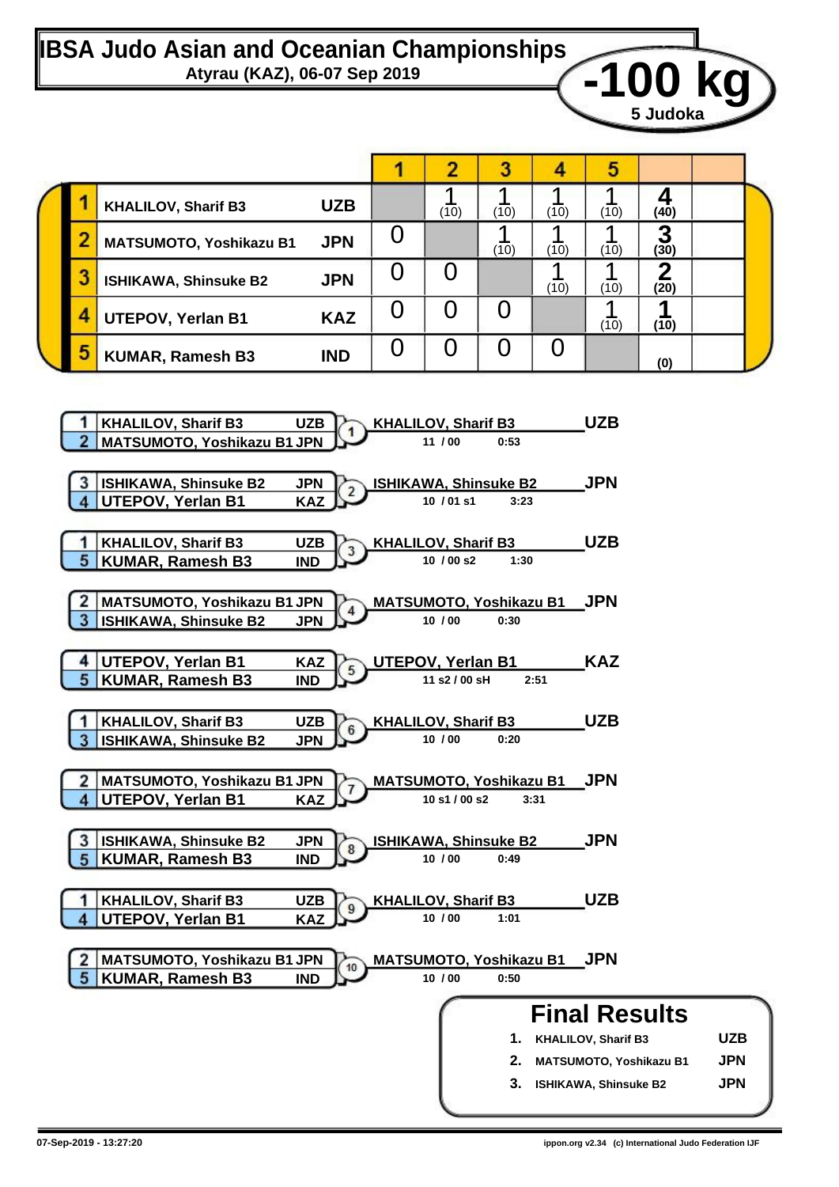# IBSA Judo Asian and Oceanian Championships

**Atyrau (KAZ), 06-07 Sep 2019**

## -100 kg

**5 Judoka**

| | Name | Nation | 1 | 2 | 3 | 4 | 5 | | |
|---|---|---|---|---|---|---|---|---|---|
| 1 | KHALILOV, Sharif B3 | UZB | | 1 (10) | 1 (10) | 1 (10) | 1 (10) | 4 (40) | |
| 2 | MATSUMOTO, Yoshikazu B1 | JPN | 0 | | 1 (10) | 1 (10) | 1 (10) | 3 (30) | |
| 3 | ISHIKAWA, Shinsuke B2 | JPN | 0 | 0 | | 1 (10) | 1 (10) | 2 (20) | |
| 4 | UTEPOV, Yerlan B1 | KAZ | 0 | 0 | 0 | | 1 (10) | 1 (10) | |
| 5 | KUMAR, Ramesh B3 | IND | 0 | 0 | 0 | 0 | | (0) | |

| Contest | Competitor 1 | Competitor 2 | Winner | Score | Time |
|---|---|---|---|---|---|
| 1 | 1 KHALILOV, Sharif B3 UZB | 2 MATSUMOTO, Yoshikazu B1 JPN | KHALILOV, Sharif B3 UZB | 11 / 00 | 0:53 |
| 2 | 3 ISHIKAWA, Shinsuke B2 JPN | 4 UTEPOV, Yerlan B1 KAZ | ISHIKAWA, Shinsuke B2 JPN | 10 / 01 s1 | 3:23 |
| 3 | 1 KHALILOV, Sharif B3 UZB | 5 KUMAR, Ramesh B3 IND | KHALILOV, Sharif B3 UZB | 10 / 00 s2 | 1:30 |
| 4 | 2 MATSUMOTO, Yoshikazu B1 JPN | 3 ISHIKAWA, Shinsuke B2 JPN | MATSUMOTO, Yoshikazu B1 JPN | 10 / 00 | 0:30 |
| 5 | 4 UTEPOV, Yerlan B1 KAZ | 5 KUMAR, Ramesh B3 IND | UTEPOV, Yerlan B1 KAZ | 11 s2 / 00 sH | 2:51 |
| 6 | 1 KHALILOV, Sharif B3 UZB | 3 ISHIKAWA, Shinsuke B2 JPN | KHALILOV, Sharif B3 UZB | 10 / 00 | 0:20 |
| 7 | 2 MATSUMOTO, Yoshikazu B1 JPN | 4 UTEPOV, Yerlan B1 KAZ | MATSUMOTO, Yoshikazu B1 JPN | 10 s1 / 00 s2 | 3:31 |
| 8 | 3 ISHIKAWA, Shinsuke B2 JPN | 5 KUMAR, Ramesh B3 IND | ISHIKAWA, Shinsuke B2 JPN | 10 / 00 | 0:49 |
| 9 | 1 KHALILOV, Sharif B3 UZB | 4 UTEPOV, Yerlan B1 KAZ | KHALILOV, Sharif B3 UZB | 10 / 00 | 1:01 |
| 10 | 2 MATSUMOTO, Yoshikazu B1 JPN | 5 KUMAR, Ramesh B3 IND | MATSUMOTO, Yoshikazu B1 JPN | 10 / 00 | 0:50 |

## Final Results

| Place | Name | Nation |
|---|---|---|
| 1. | KHALILOV, Sharif B3 | UZB |
| 2. | MATSUMOTO, Yoshikazu B1 | JPN |
| 3. | ISHIKAWA, Shinsuke B2 | JPN |

07-Sep-2019 - 13:27:20 ippon.org v2.34 (c) International Judo Federation IJF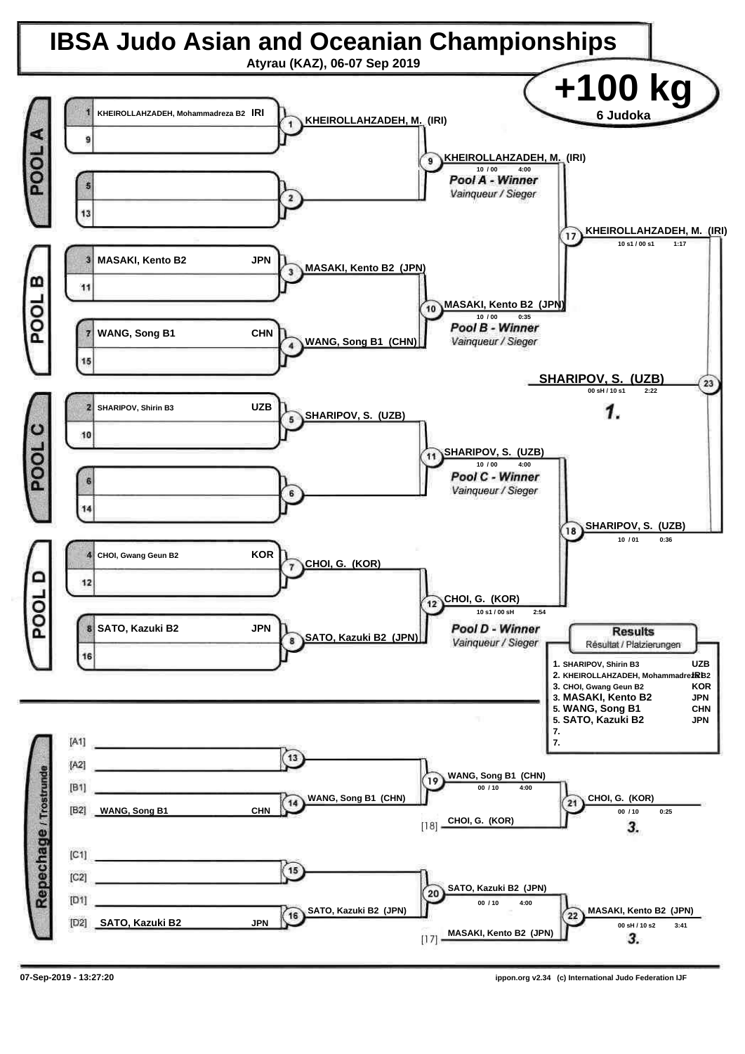# IBSA Judo Asian and Oceanian Championships

Atyrau (KAZ), 06-07 Sep 2019

## +100 kg

6 Judoka

### POOL A

| Seed | Name | Country |
|---|---|---|
| 1 | KHEIROLLAHZADEH, Mohammadreza B2 | IRI |
| 9 | | |
| 5 | | |
| 13 | | |

- Contest 1: KHEIROLLAHZADEH, M. (IRI)
- Contest 2:
- Contest 9: KHEIROLLAHZADEH, M. (IRI) — 10 / 00 — 4:00

*Pool A - Winner*
*Vainqueur / Sieger*

### POOL B

| Seed | Name | Country |
|---|---|---|
| 3 | MASAKI, Kento B2 | JPN |
| 11 | | |
| 7 | WANG, Song B1 | CHN |
| 15 | | |

- Contest 3: MASAKI, Kento B2 (JPN)
- Contest 4: WANG, Song B1 (CHN)
- Contest 10: MASAKI, Kento B2 (JPN) — 10 / 00 — 0:35

*Pool B - Winner*
*Vainqueur / Sieger*

### POOL C

| Seed | Name | Country |
|---|---|---|
| 2 | SHARIPOV, Shirin B3 | UZB |
| 10 | | |
| 6 | | |
| 14 | | |

- Contest 5: SHARIPOV, S. (UZB)
- Contest 6:
- Contest 11: SHARIPOV, S. (UZB) — 10 / 00 — 4:00

*Pool C - Winner*
*Vainqueur / Sieger*

### POOL D

| Seed | Name | Country |
|---|---|---|
| 4 | CHOI, Gwang Geun B2 | KOR |
| 12 | | |
| 8 | SATO, Kazuki B2 | JPN |
| 16 | | |

- Contest 7: CHOI, G. (KOR)
- Contest 8: SATO, Kazuki B2 (JPN)
- Contest 12: CHOI, G. (KOR) — 10 s1 / 00 sH — 2:54

*Pool D - Winner*
*Vainqueur / Sieger*

### Semi-finals and Final

- Contest 17: KHEIROLLAHZADEH, M. (IRI) — 10 s1 / 00 s1 — 1:17
- Contest 18: SHARIPOV, S. (UZB) — 10 / 01 — 0:36
- Contest 23: SHARIPOV, S. (UZB) — 00 sH / 10 s1 — 2:22 — **1.**

### Repechage / Trostrunde

| Slot | Name | Country |
|---|---|---|
| [A1] | | |
| [A2] | | |
| [B1] | | |
| [B2] | WANG, Song B1 | CHN |
| [C1] | | |
| [C2] | | |
| [D1] | | |
| [D2] | SATO, Kazuki B2 | JPN |

- Contest 13:
- Contest 14: WANG, Song B1 (CHN)
- Contest 19: WANG, Song B1 (CHN) — 00 / 10 — 4:00
- [18] CHOI, G. (KOR)
- Contest 21: CHOI, G. (KOR) — 00 / 10 — 0:25 — **3.**
- Contest 15:
- Contest 16: SATO, Kazuki B2 (JPN)
- Contest 20: SATO, Kazuki B2 (JPN) — 00 / 10 — 4:00
- [17] MASAKI, Kento B2 (JPN)
- Contest 22: MASAKI, Kento B2 (JPN) — 00 sH / 10 s2 — 3:41 — **3.**

### Results
Résultat / Platzierungen

| Place | Name | Country |
|---|---|---|
| 1. | SHARIPOV, Shirin B3 | UZB |
| 2. | KHEIROLLAHZADEH, Mohammadreza B2 | IRI |
| 3. | CHOI, Gwang Geun B2 | KOR |
| 3. | MASAKI, Kento B2 | JPN |
| 5. | WANG, Song B1 | CHN |
| 5. | SATO, Kazuki B2 | JPN |
| 7. | | |
| 7. | | |

07-Sep-2019 - 13:27:20

ippon.org v2.34 (c) International Judo Federation IJF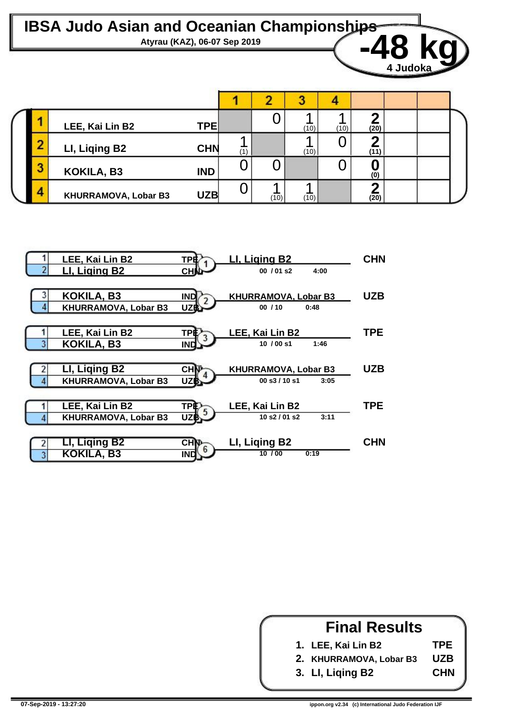# IBSA Judo Asian and Oceanian Championships

**Atyrau (KAZ), 06-07 Sep 2019**

## -48 kg

**4 Judoka**

| # | Name | Country | 1 | 2 | 3 | 4 | | | |
|---|---|---|---|---|---|---|---|---|---|
| 1 | LEE, Kai Lin B2 | TPE | | 0 | 1 (10) | 1 (10) | 2 (20) | | |
| 2 | LI, Liqing B2 | CHN | 1 (1) | | 1 (10) | 0 | 2 (11) | | |
| 3 | KOKILA, B3 | IND | 0 | 0 | | 0 | 0 (0) | | |
| 4 | KHURRAMOVA, Lobar B3 | UZB | 0 | 1 (10) | 1 (10) | | 2 (20) | | |

| Contest | Judoka | Country | Winner | Score | Time | Winner Country |
|---|---|---|---|---|---|---|
| 1 | 1 LEE, Kai Lin B2 / 2 LI, Liqing B2 | TPE / CHN | LI, Liqing B2 | 00 / 01 s2 | 4:00 | CHN |
| 2 | 3 KOKILA, B3 / 4 KHURRAMOVA, Lobar B3 | IND / UZB | KHURRAMOVA, Lobar B3 | 00 / 10 | 0:48 | UZB |
| 3 | 1 LEE, Kai Lin B2 / 3 KOKILA, B3 | TPE / IND | LEE, Kai Lin B2 | 10 / 00 s1 | 1:46 | TPE |
| 4 | 2 LI, Liqing B2 / 4 KHURRAMOVA, Lobar B3 | CHN / UZB | KHURRAMOVA, Lobar B3 | 00 s3 / 10 s1 | 3:05 | UZB |
| 5 | 1 LEE, Kai Lin B2 / 4 KHURRAMOVA, Lobar B3 | TPE / UZB | LEE, Kai Lin B2 | 10 s2 / 01 s2 | 3:11 | TPE |
| 6 | 2 LI, Liqing B2 / 3 KOKILA, B3 | CHN / IND | LI, Liqing B2 | 10 / 00 | 0:19 | CHN |

## Final Results

1. LEE, Kai Lin B2 — TPE
2. KHURRAMOVA, Lobar B3 — UZB
3. LI, Liqing B2 — CHN

07-Sep-2019 - 13:27:20

ippon.org v2.34 (c) International Judo Federation IJF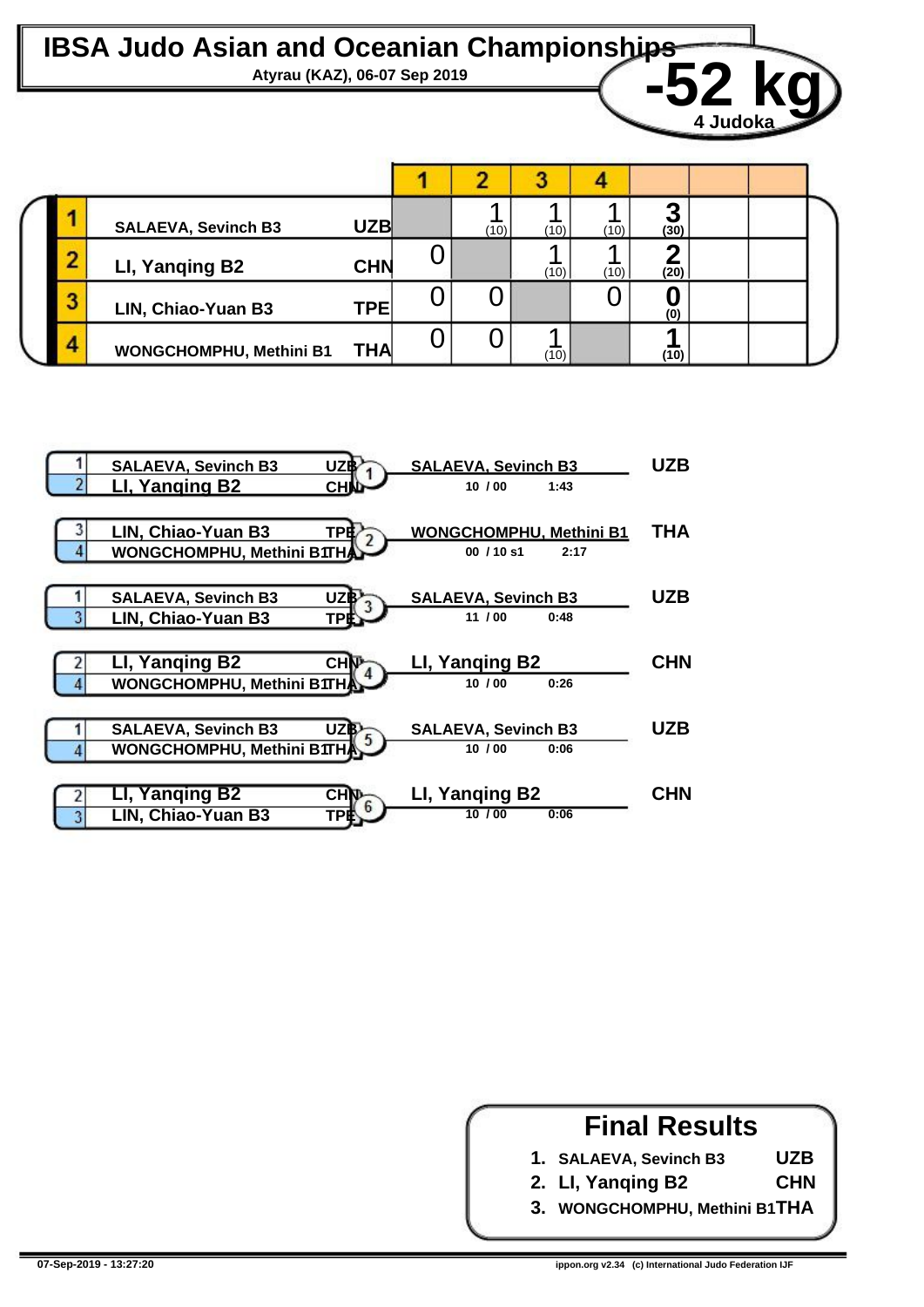# IBSA Judo Asian and Oceanian Championships

**Atyrau (KAZ), 06-07 Sep 2019**

## -52 kg

**4 Judoka**

| # | Name | Nation | 1 | 2 | 3 | 4 | | | |
|---|---|---|---|---|---|---|---|---|---|
| 1 | SALAEVA, Sevinch B3 | UZB | | 1 (10) | 1 (10) | 1 (10) | 3 (30) | | |
| 2 | LI, Yanqing B2 | CHN | 0 | | 1 (10) | 1 (10) | 2 (20) | | |
| 3 | LIN, Chiao-Yuan B3 | TPE | 0 | 0 | | 0 | 0 (0) | | |
| 4 | WONGCHOMPHU, Methini B1 | THA | 0 | 0 | 1 (10) | | 1 (10) | | |

| Contest | Judoka | Nation | Winner | Nation | Score | Time |
|---|---|---|---|---|---|---|
| 1 | 1 SALAEVA, Sevinch B3 / 2 LI, Yanqing B2 | UZB / CHN | SALAEVA, Sevinch B3 | UZB | 10 / 00 | 1:43 |
| 2 | 3 LIN, Chiao-Yuan B3 / 4 WONGCHOMPHU, Methini B1 | TPE / THA | WONGCHOMPHU, Methini B1 | THA | 00 / 10 s1 | 2:17 |
| 3 | 1 SALAEVA, Sevinch B3 / 3 LIN, Chiao-Yuan B3 | UZB / TPE | SALAEVA, Sevinch B3 | UZB | 11 / 00 | 0:48 |
| 4 | 2 LI, Yanqing B2 / 4 WONGCHOMPHU, Methini B1 | CHN / THA | LI, Yanqing B2 | CHN | 10 / 00 | 0:26 |
| 5 | 1 SALAEVA, Sevinch B3 / 4 WONGCHOMPHU, Methini B1 | UZB / THA | SALAEVA, Sevinch B3 | UZB | 10 / 00 | 0:06 |
| 6 | 2 LI, Yanqing B2 / 3 LIN, Chiao-Yuan B3 | CHN / TPE | LI, Yanqing B2 | CHN | 10 / 00 | 0:06 |

## Final Results

1. SALAEVA, Sevinch B3 — UZB
2. LI, Yanqing B2 — CHN
3. WONGCHOMPHU, Methini B1 — THA

07-Sep-2019 - 13:27:20

ippon.org v2.34 (c) International Judo Federation IJF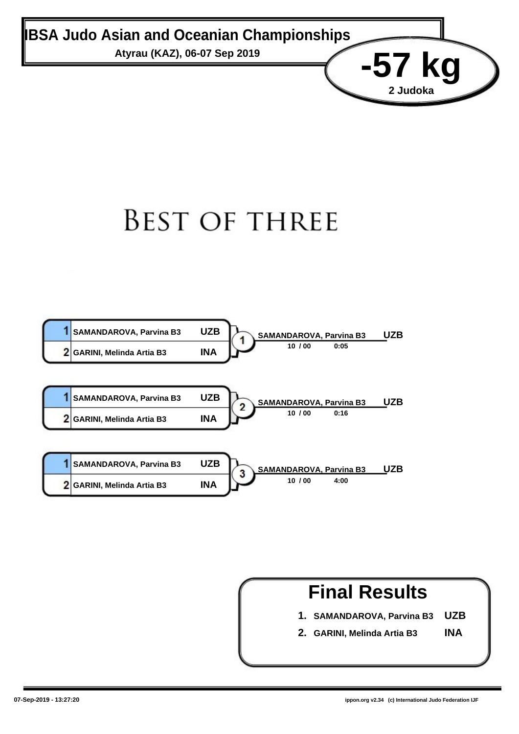# IBSA Judo Asian and Oceanian Championships

**Atyrau (KAZ), 06-07 Sep 2019**

**-57 kg**

**2 Judoka**

## BEST OF THREE

**Contest 1**

| # | Name | Country |
|---|---|---|
| 1 | SAMANDAROVA, Parvina B3 | UZB |
| 2 | GARINI, Melinda Artia B3 | INA |

Winner: SAMANDAROVA, Parvina B3 UZB — 10 / 00 0:05

**Contest 2**

| # | Name | Country |
|---|---|---|
| 1 | SAMANDAROVA, Parvina B3 | UZB |
| 2 | GARINI, Melinda Artia B3 | INA |

Winner: SAMANDAROVA, Parvina B3 UZB — 10 / 00 0:16

**Contest 3**

| # | Name | Country |
|---|---|---|
| 1 | SAMANDAROVA, Parvina B3 | UZB |
| 2 | GARINI, Melinda Artia B3 | INA |

Winner: SAMANDAROVA, Parvina B3 UZB — 10 / 00 4:00

## Final Results

1. SAMANDAROVA, Parvina B3 UZB
2. GARINI, Melinda Artia B3 INA

07-Sep-2019 - 13:27:20

ippon.org v2.34 (c) International Judo Federation IJF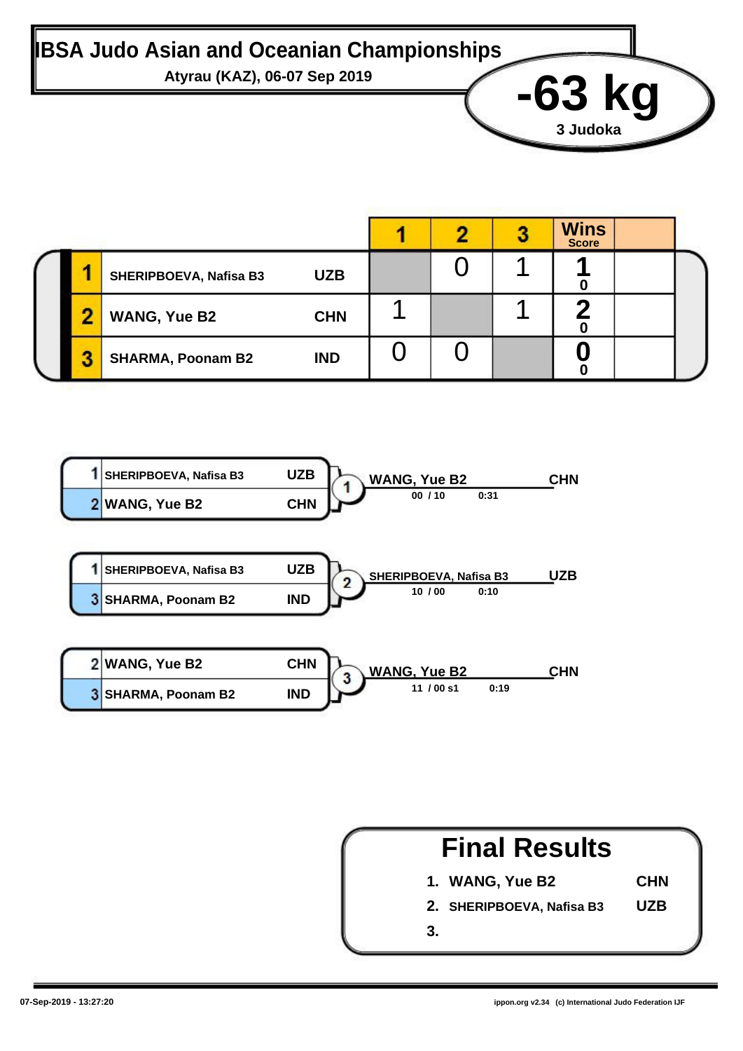# IBSA Judo Asian and Oceanian Championships

**Atyrau (KAZ), 06-07 Sep 2019**

## -63 kg

**3 Judoka**

| | Name | Country | 1 | 2 | 3 | Wins / Score | |
|---|---|---|---|---|---|---|---|
| 1 | SHERIPBOEVA, Nafisa B3 | UZB | | 0 | 1 | 1 / 0 | |
| 2 | WANG, Yue B2 | CHN | 1 | | 1 | 2 / 0 | |
| 3 | SHARMA, Poonam B2 | IND | 0 | 0 | | 0 / 0 | |

| Contest | Competitor 1 | Competitor 2 | Winner | Score | Time |
|---|---|---|---|---|---|
| 1 | 1 SHERIPBOEVA, Nafisa B3 (UZB) | 2 WANG, Yue B2 (CHN) | WANG, Yue B2 (CHN) | 00 / 10 | 0:31 |
| 2 | 1 SHERIPBOEVA, Nafisa B3 (UZB) | 3 SHARMA, Poonam B2 (IND) | SHERIPBOEVA, Nafisa B3 (UZB) | 10 / 00 | 0:10 |
| 3 | 2 WANG, Yue B2 (CHN) | 3 SHARMA, Poonam B2 (IND) | WANG, Yue B2 (CHN) | 11 / 00 s1 | 0:19 |

## Final Results

1. WANG, Yue B2 — CHN
2. SHERIPBOEVA, Nafisa B3 — UZB
3.

07-Sep-2019 - 13:27:20

ippon.org v2.34 (c) International Judo Federation IJF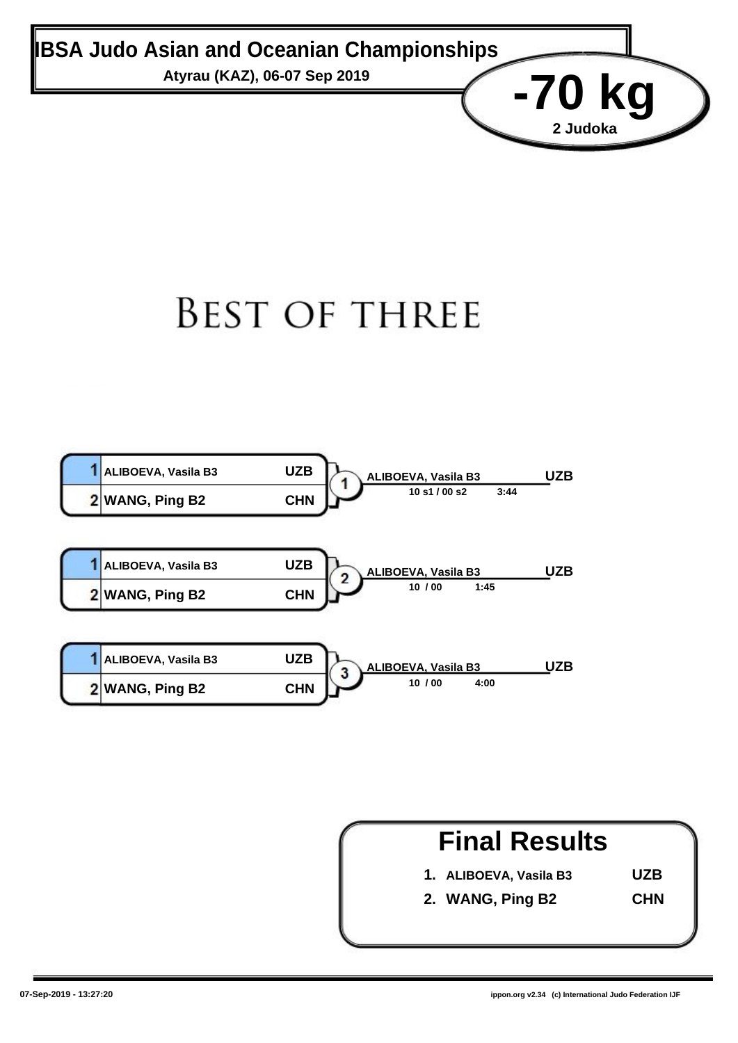# IBSA Judo Asian and Oceanian Championships

**Atyrau (KAZ), 06-07 Sep 2019**

**-70 kg**

**2 Judoka**

## BEST OF THREE

| Contest | | Judoka | Country | Winner | Country | Score | Time |
|---|---|---|---|---|---|---|---|
| 1 | 1 | ALIBOEVA, Vasila B3 | UZB | ALIBOEVA, Vasila B3 | UZB | 10 s1 / 00 s2 | 3:44 |
| | 2 | WANG, Ping B2 | CHN | | | | |
| 2 | 1 | ALIBOEVA, Vasila B3 | UZB | ALIBOEVA, Vasila B3 | UZB | 10 / 00 | 1:45 |
| | 2 | WANG, Ping B2 | CHN | | | | |
| 3 | 1 | ALIBOEVA, Vasila B3 | UZB | ALIBOEVA, Vasila B3 | UZB | 10 / 00 | 4:00 |
| | 2 | WANG, Ping B2 | CHN | | | | |

## Final Results

| Place | Name | Country |
|---|---|---|
| 1. | ALIBOEVA, Vasila B3 | UZB |
| 2. | WANG, Ping B2 | CHN |

07-Sep-2019 - 13:27:20

ippon.org v2.34 (c) International Judo Federation IJF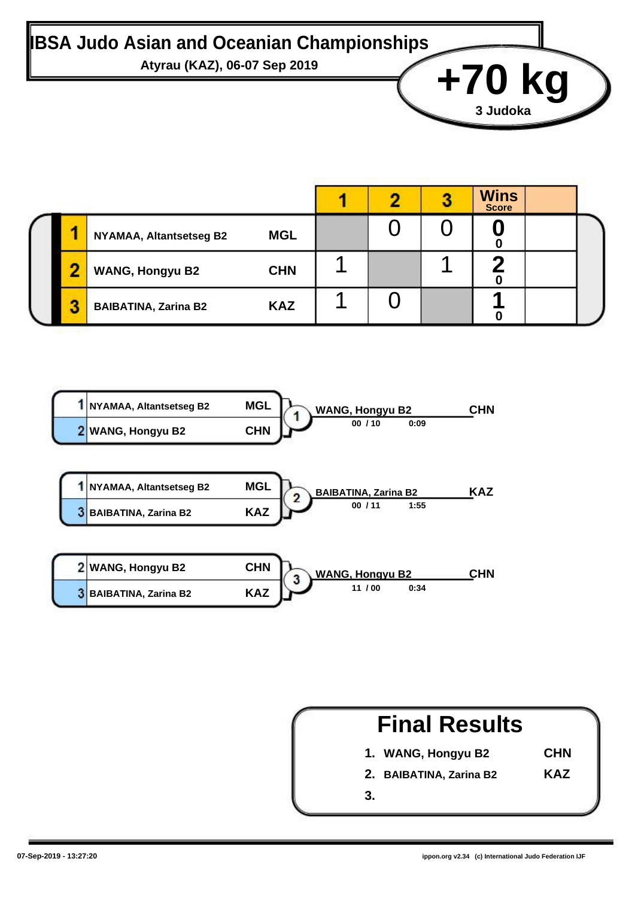# IBSA Judo Asian and Oceanian Championships

**Atyrau (KAZ), 06-07 Sep 2019**

## +70 kg

**3 Judoka**

| | Name | Country | 1 | 2 | 3 | Wins / Score | |
|---|---|---|---|---|---|---|---|
| 1 | NYAMAA, Altantsetseg B2 | MGL | | 0 | 0 | **0** / 0 | |
| 2 | WANG, Hongyu B2 | CHN | 1 | | 1 | **2** / 0 | |
| 3 | BAIBATINA, Zarina B2 | KAZ | 1 | 0 | | **1** / 0 | |

| Contest | Competitor 1 | Country | Competitor 2 | Country | Winner | Country | Score | Time |
|---|---|---|---|---|---|---|---|---|
| 1 | 1 NYAMAA, Altantsetseg B2 | MGL | 2 WANG, Hongyu B2 | CHN | WANG, Hongyu B2 | CHN | 00 / 10 | 0:09 |
| 2 | 1 NYAMAA, Altantsetseg B2 | MGL | 3 BAIBATINA, Zarina B2 | KAZ | BAIBATINA, Zarina B2 | KAZ | 00 / 11 | 1:55 |
| 3 | 2 WANG, Hongyu B2 | CHN | 3 BAIBATINA, Zarina B2 | KAZ | WANG, Hongyu B2 | CHN | 11 / 00 | 0:34 |

## Final Results

1. WANG, Hongyu B2 — CHN
2. BAIBATINA, Zarina B2 — KAZ
3.

07-Sep-2019 - 13:27:20

ippon.org v2.34 (c) International Judo Federation IJF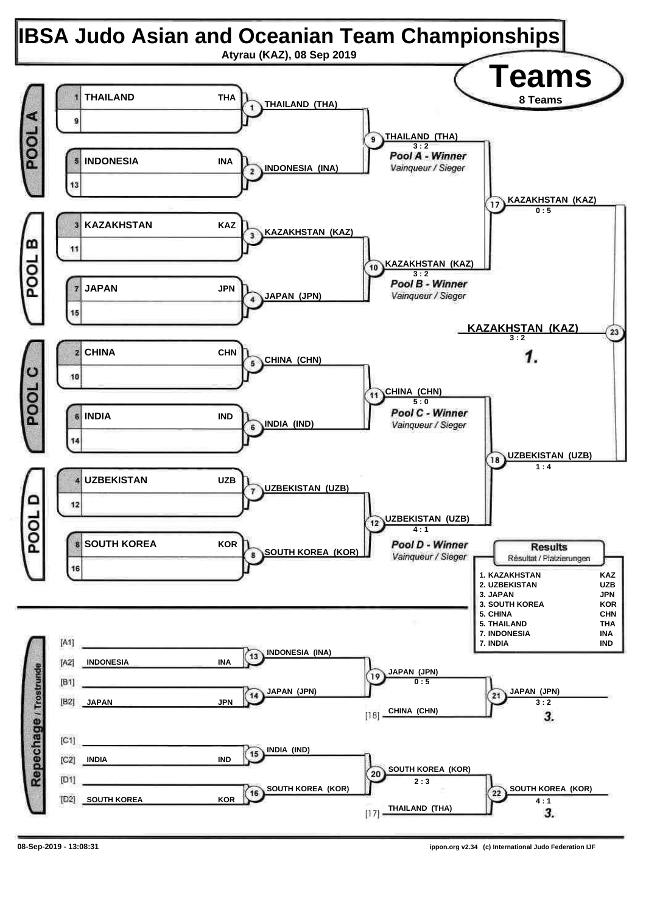# IBSA Judo Asian and Oceanian Team Championships

Atyrau (KAZ), 08 Sep 2019

## Teams

8 Teams

### POOL A

| Seed | Team | Code |
|---|---|---|
| 1 | THAILAND | THA |
| 9 | | |
| 5 | INDONESIA | INA |
| 13 | | |

- Match 1: THAILAND (THA)
- Match 2: INDONESIA (INA)
- Match 9: THAILAND (THA) 3 : 2 — *Pool A - Winner* / *Vainqueur / Sieger*

### POOL B

| Seed | Team | Code |
|---|---|---|
| 3 | KAZAKHSTAN | KAZ |
| 11 | | |
| 7 | JAPAN | JPN |
| 15 | | |

- Match 3: KAZAKHSTAN (KAZ)
- Match 4: JAPAN (JPN)
- Match 10: KAZAKHSTAN (KAZ) 3 : 2 — *Pool B - Winner* / *Vainqueur / Sieger*

### POOL C

| Seed | Team | Code |
|---|---|---|
| 2 | CHINA | CHN |
| 10 | | |
| 6 | INDIA | IND |
| 14 | | |

- Match 5: CHINA (CHN)
- Match 6: INDIA (IND)
- Match 11: CHINA (CHN) 5 : 0 — *Pool C - Winner* / *Vainqueur / Sieger*

### POOL D

| Seed | Team | Code |
|---|---|---|
| 4 | UZBEKISTAN | UZB |
| 12 | | |
| 8 | SOUTH KOREA | KOR |
| 16 | | |

- Match 7: UZBEKISTAN (UZB)
- Match 8: SOUTH KOREA (KOR)
- Match 12: UZBEKISTAN (UZB) 4 : 1 — *Pool D - Winner* / *Vainqueur / Sieger*

### Semi-finals and Final

- Match 17: KAZAKHSTAN (KAZ) 0 : 5
- Match 18: UZBEKISTAN (UZB) 1 : 4
- Match 23: **KAZAKHSTAN (KAZ)** 3 : 2 — **1.**

### Repechage / Trostrunde

| Slot | Team | Code |
|---|---|---|
| [A1] | | |
| [A2] | INDONESIA | INA |
| [B1] | | |
| [B2] | JAPAN | JPN |
| [C1] | | |
| [C2] | INDIA | IND |
| [D1] | | |
| [D2] | SOUTH KOREA | KOR |

- Match 13: INDONESIA (INA)
- Match 14: JAPAN (JPN)
- Match 19: JAPAN (JPN) 0 : 5
- Match 21: JAPAN (JPN) 3 : 2 vs [18] CHINA (CHN) — **3.**
- Match 15: INDIA (IND)
- Match 16: SOUTH KOREA (KOR)
- Match 20: SOUTH KOREA (KOR) 2 : 3
- Match 22: SOUTH KOREA (KOR) 4 : 1 vs [17] THAILAND (THA) — **3.**

### Results

Résultat / Platzierungen

| Place | Team | Code |
|---|---|---|
| 1. | KAZAKHSTAN | KAZ |
| 2. | UZBEKISTAN | UZB |
| 3. | JAPAN | JPN |
| 3. | SOUTH KOREA | KOR |
| 5. | CHINA | CHN |
| 5. | THAILAND | THA |
| 7. | INDONESIA | INA |
| 7. | INDIA | IND |

08-Sep-2019 - 13:08:31

ippon.org v2.34 (c) International Judo Federation IJF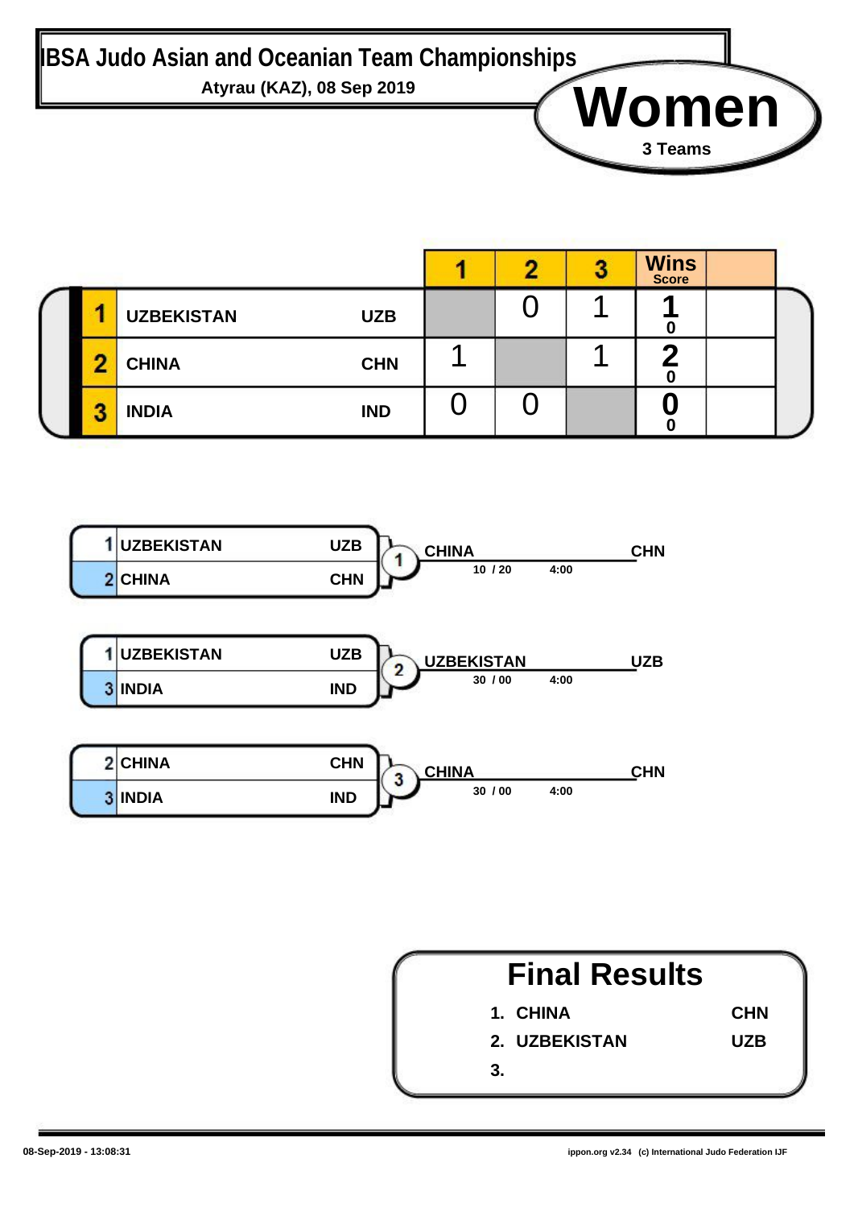# IBSA Judo Asian and Oceanian Team Championships

**Atyrau (KAZ), 08 Sep 2019**

## Women

**3 Teams**

| | | | 1 | 2 | 3 | Wins Score | |
|---|---|---|---|---|---|---|---|
| 1 | UZBEKISTAN | UZB | | 0 | 1 | 1 0 | |
| 2 | CHINA | CHN | 1 | | 1 | 2 0 | |
| 3 | INDIA | IND | 0 | 0 | | 0 0 | |

| Contest | Team 1 | Team 2 | Winner | Score | Time |
|---|---|---|---|---|---|
| 1 | 1 UZBEKISTAN UZB | 2 CHINA CHN | CHINA CHN | 10 / 20 | 4:00 |
| 2 | 1 UZBEKISTAN UZB | 3 INDIA IND | UZBEKISTAN UZB | 30 / 00 | 4:00 |
| 3 | 2 CHINA CHN | 3 INDIA IND | CHINA CHN | 30 / 00 | 4:00 |

## Final Results

1. CHINA CHN
2. UZBEKISTAN UZB
3.

08-Sep-2019 - 13:08:31

ippon.org v2.34 (c) International Judo Federation IJF